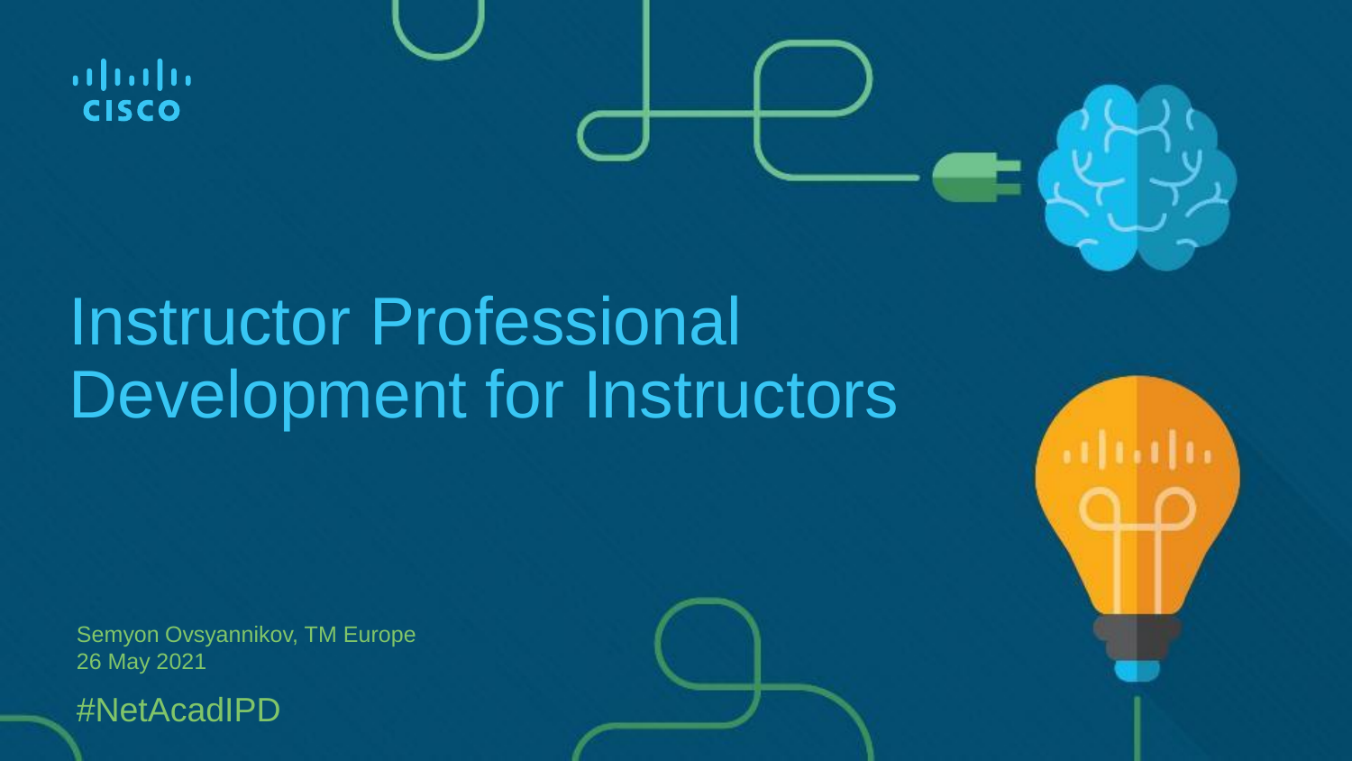cisco

# Instructor Professional Development for Instructors

Semyon Ovsyannikov, TM Europe
26 May 2021

#NetAcadIPD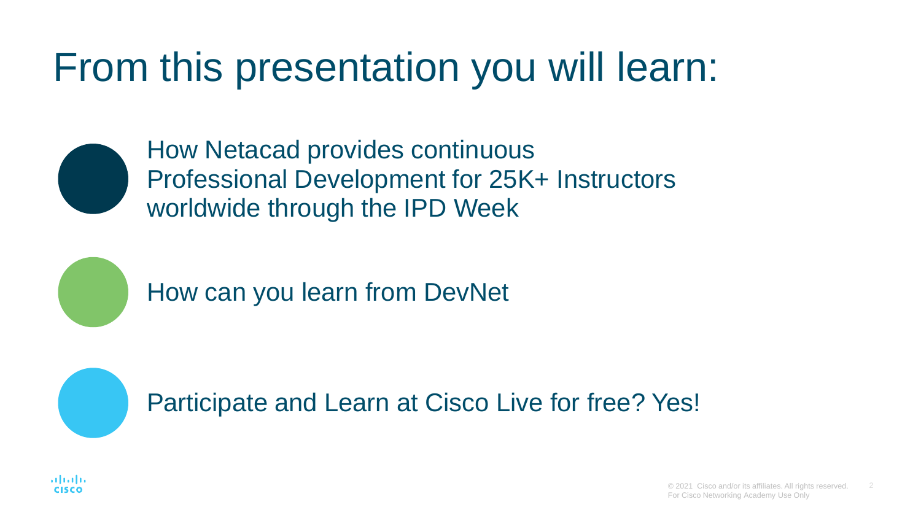# From this presentation you will learn:

- How Netacad provides continuous Professional Development for 25K+ Instructors worldwide through the IPD Week
- How can you learn from DevNet
- Participate and Learn at Cisco Live for free? Yes!

© 2021 Cisco and/or its affiliates. All rights reserved. For Cisco Networking Academy Use Only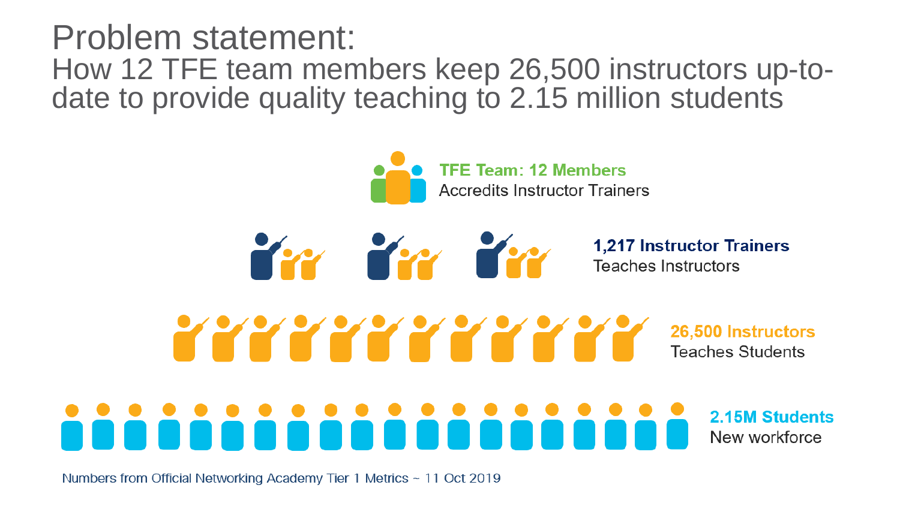# Problem statement:

## How 12 TFE team members keep 26,500 instructors up-to-date to provide quality teaching to 2.15 million students

**TFE Team: 12 Members**
Accredits Instructor Trainers

**1,217 Instructor Trainers**
Teaches Instructors

**26,500 Instructors**
Teaches Students

**2.15M Students**
New workforce

Numbers from Official Networking Academy Tier 1 Metrics ~ 11 Oct 2019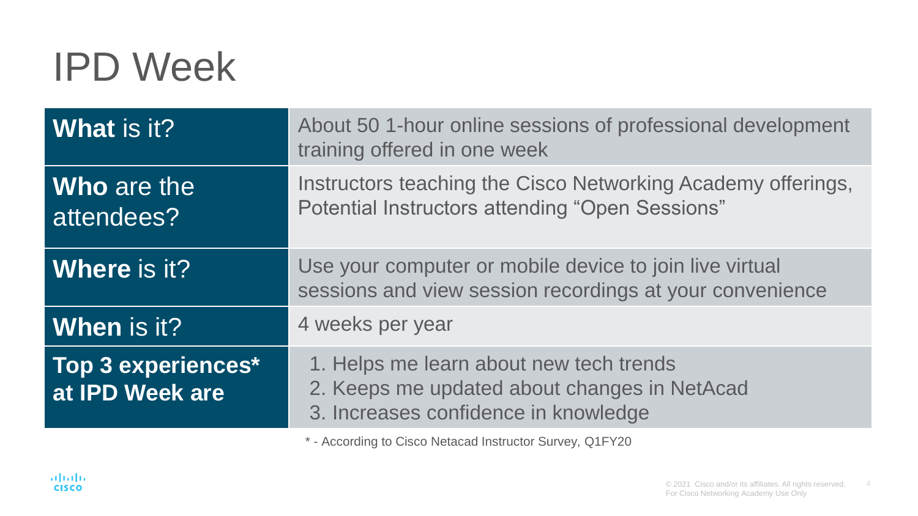# IPD Week

| | |
|---|---|
| **What** is it? | About 50 1-hour online sessions of professional development training offered in one week |
| **Who** are the attendees? | Instructors teaching the Cisco Networking Academy offerings, Potential Instructors attending "Open Sessions" |
| **Where** is it? | Use your computer or mobile device to join live virtual sessions and view session recordings at your convenience |
| **When** is it? | 4 weeks per year |
| **Top 3 experiences* at IPD Week are** | 1. Helps me learn about new tech trends<br>2. Keeps me updated about changes in NetAcad<br>3. Increases confidence in knowledge |

* - According to Cisco Netacad Instructor Survey, Q1FY20

© 2021 Cisco and/or its affiliates. All rights reserved. For Cisco Networking Academy Use Only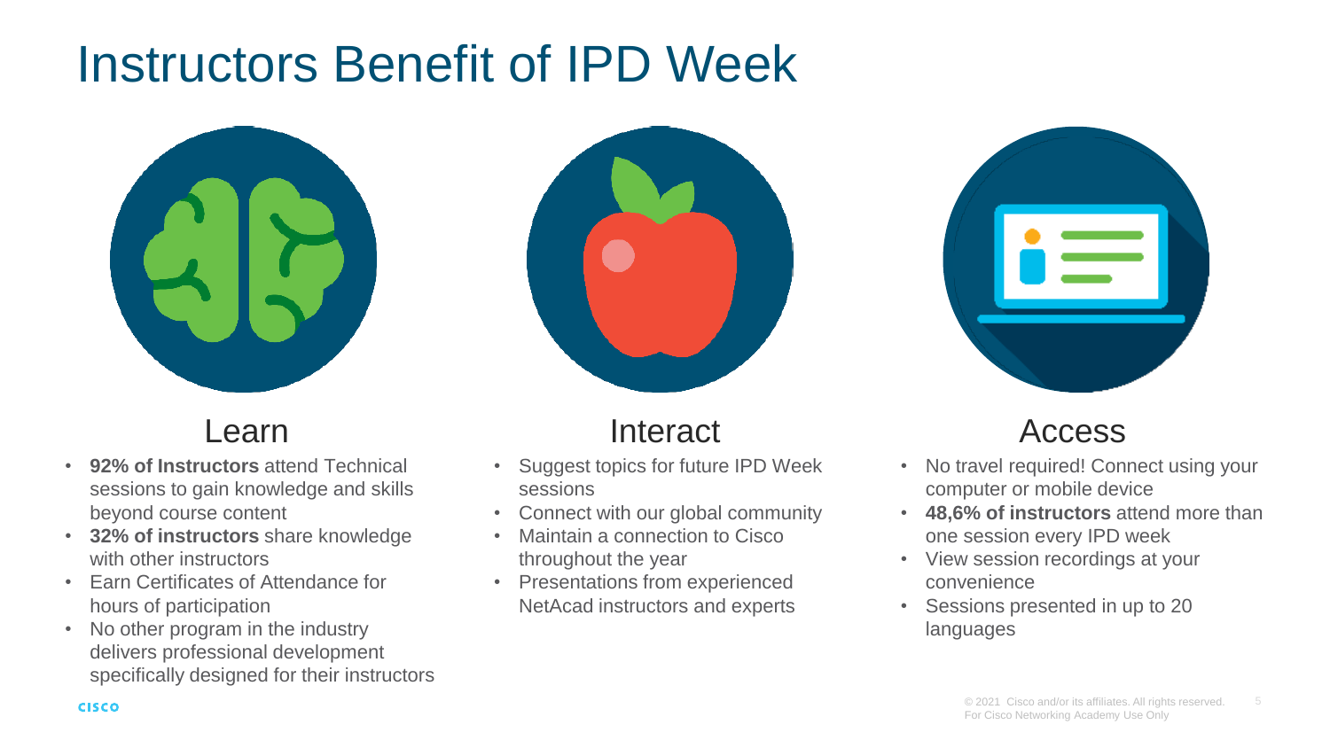# Instructors Benefit of IPD Week

## Learn

- **92% of Instructors** attend Technical sessions to gain knowledge and skills beyond course content
- **32% of instructors** share knowledge with other instructors
- Earn Certificates of Attendance for hours of participation
- No other program in the industry delivers professional development specifically designed for their instructors

## Interact

- Suggest topics for future IPD Week sessions
- Connect with our global community
- Maintain a connection to Cisco throughout the year
- Presentations from experienced NetAcad instructors and experts

## Access

- No travel required! Connect using your computer or mobile device
- **48,6% of instructors** attend more than one session every IPD week
- View session recordings at your convenience
- Sessions presented in up to 20 languages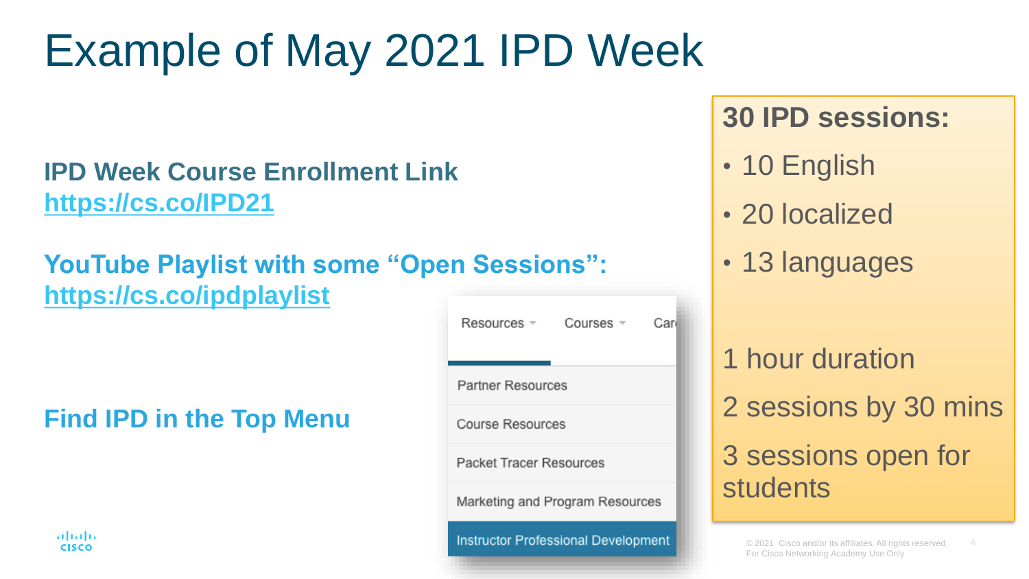# Example of May 2021 IPD Week

**IPD Week Course Enrollment Link**
**https://cs.co/IPD21**

**YouTube Playlist with some “Open Sessions”:**
**https://cs.co/ipdplaylist**

**Find IPD in the Top Menu**

Resources | Courses | Car

- Partner Resources
- Course Resources
- Packet Tracer Resources
- Marketing and Program Resources
- Instructor Professional Development

**30 IPD sessions:**

- 10 English
- 20 localized
- 13 languages

1 hour duration

2 sessions by 30 mins

3 sessions open for students

© 2021 Cisco and/or its affiliates. All rights reserved. For Cisco Networking Academy Use Only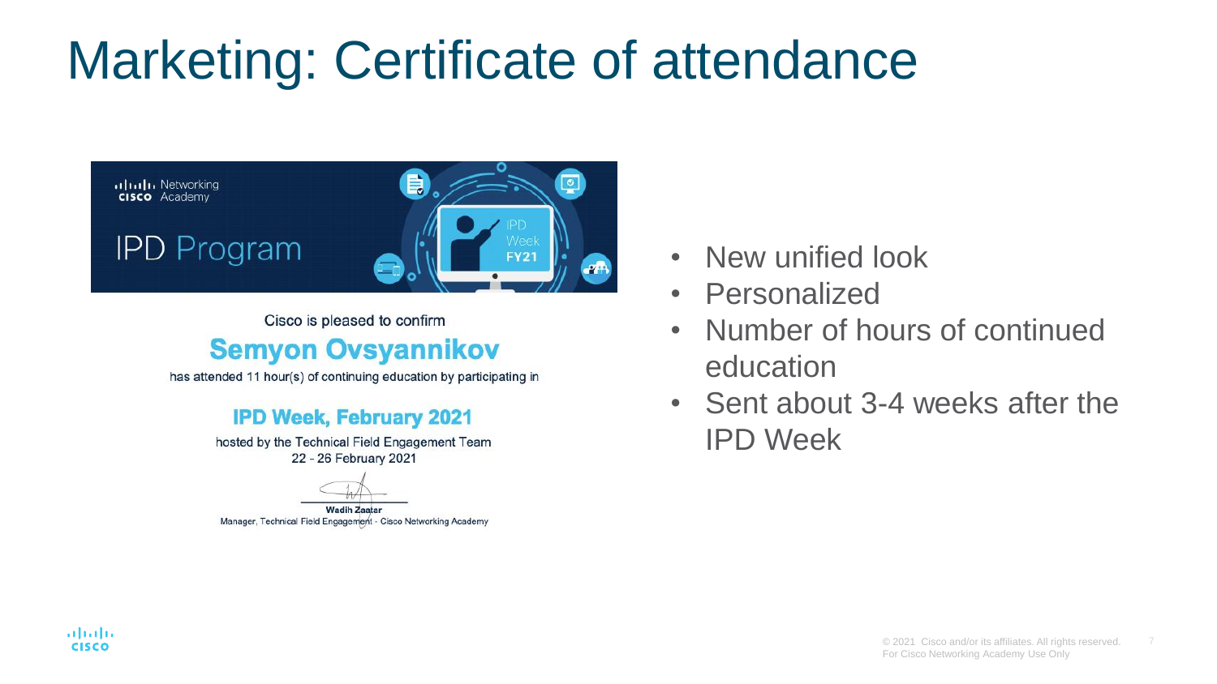# Marketing: Certificate of attendance

Networking Academy

IPD Program

IPD Week FY21

Cisco is pleased to confirm

**Semyon Ovsyannikov**

has attended 11 hour(s) of continuing education by participating in

**IPD Week, February 2021**

hosted by the Technical Field Engagement Team
22 - 26 February 2021

**Wadih Zaatar**
Manager, Technical Field Engagement - Cisco Networking Academy

- New unified look
- Personalized
- Number of hours of continued education
- Sent about 3-4 weeks after the IPD Week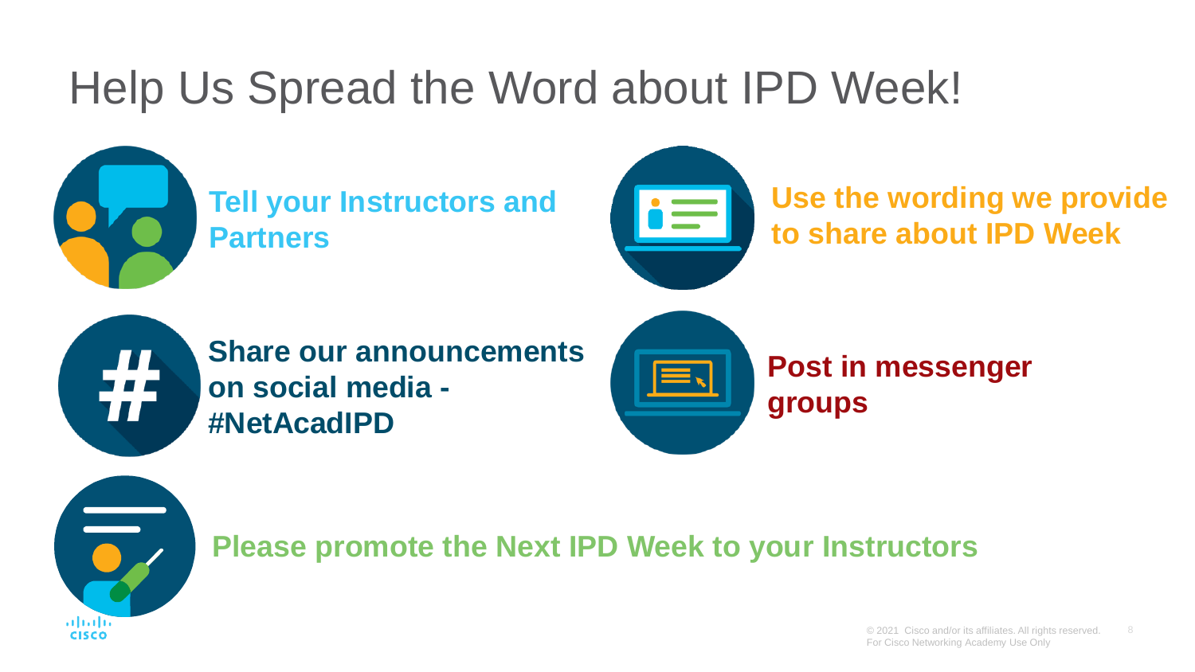# Help Us Spread the Word about IPD Week!

**Tell your Instructors and Partners**

**Use the wording we provide to share about IPD Week**

**Share our announcements on social media - #NetAcadIPD**

**Post in messenger groups**

**Please promote the Next IPD Week to your Instructors**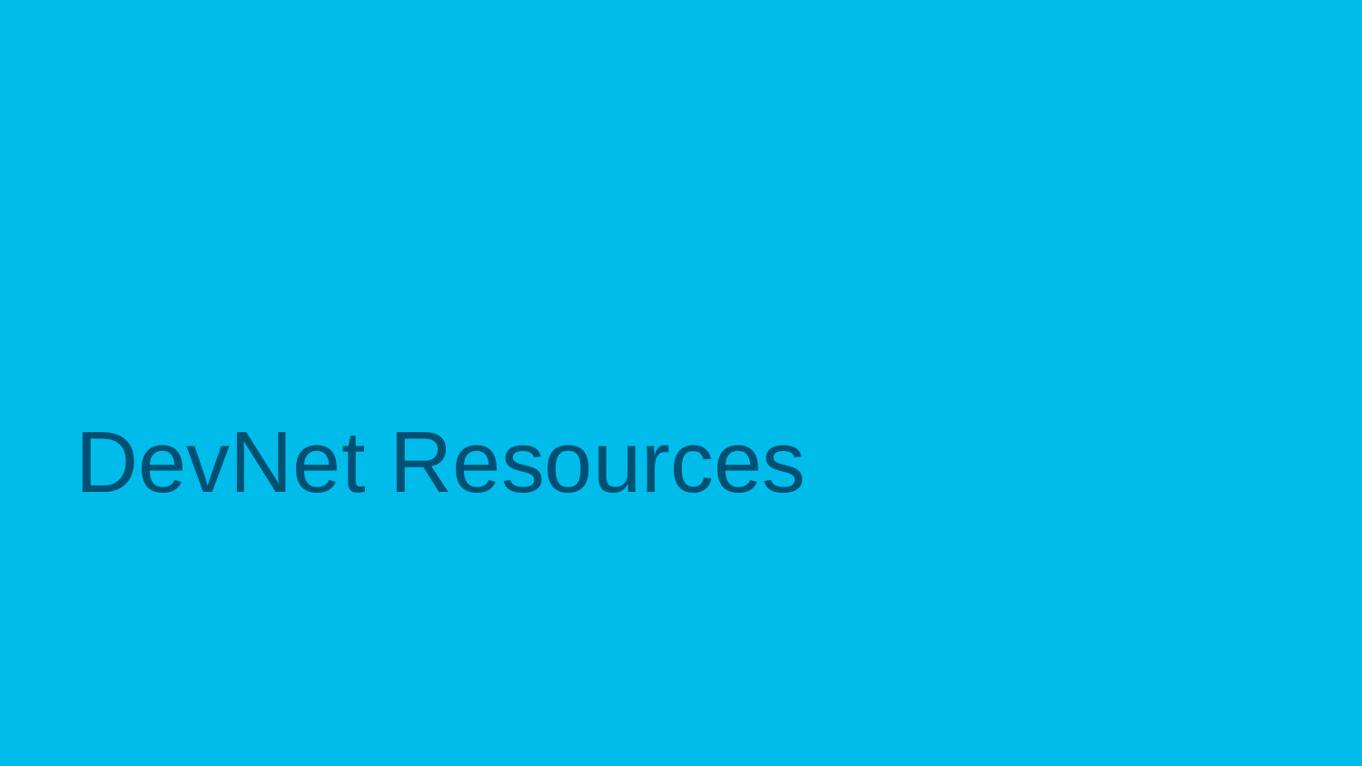# DevNet Resources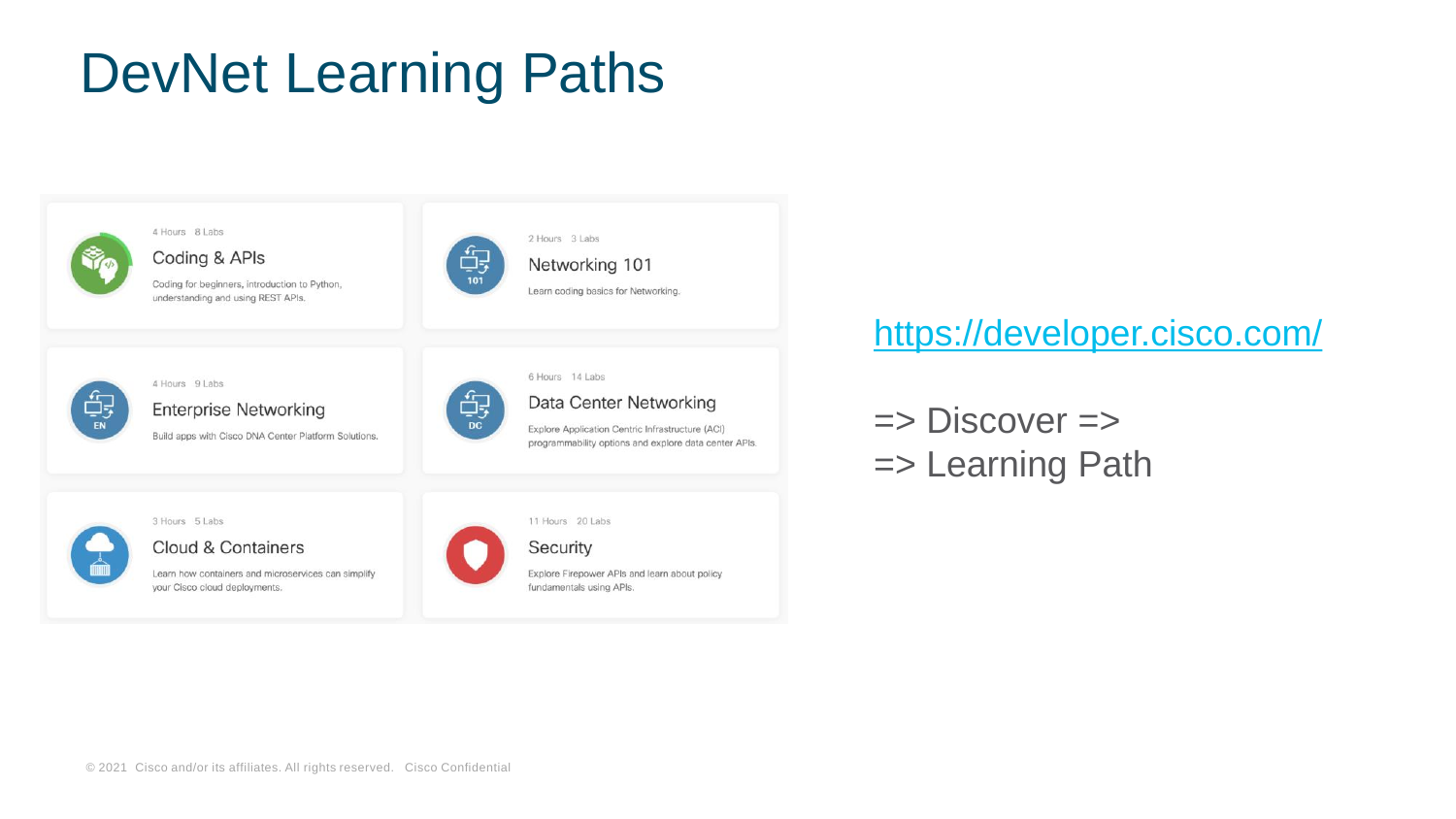# DevNet Learning Paths

4 Hours 8 Labs

### Coding & APIs

Coding for beginners, introduction to Python, understanding and using REST APIs.

2 Hours 3 Labs

### Networking 101

Learn coding basics for Networking.

4 Hours 9 Labs

### Enterprise Networking

Build apps with Cisco DNA Center Platform Solutions.

6 Hours 14 Labs

### Data Center Networking

Explore Application Centric Infrastructure (ACI) programmability options and explore data center APIs.

3 Hours 5 Labs

### Cloud & Containers

Learn how containers and microservices can simplify your Cisco cloud deployments.

11 Hours 20 Labs

### Security

Explore Firepower APIs and learn about policy fundamentals using APIs.

https://developer.cisco.com/

=> Discover =>
=> Learning Path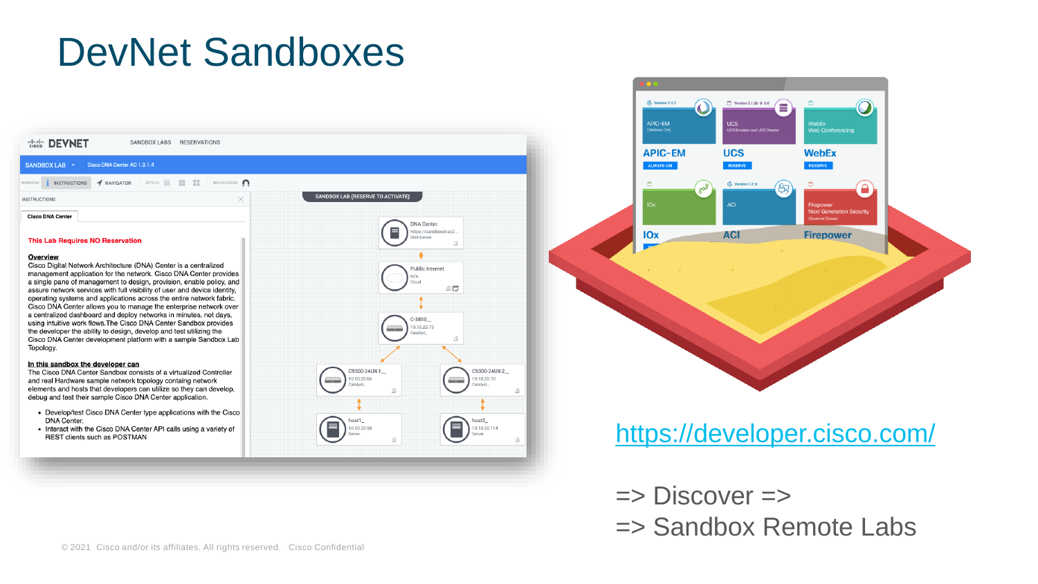# DevNet Sandboxes

https://developer.cisco.com/

=> Discover =>

=> Sandbox Remote Labs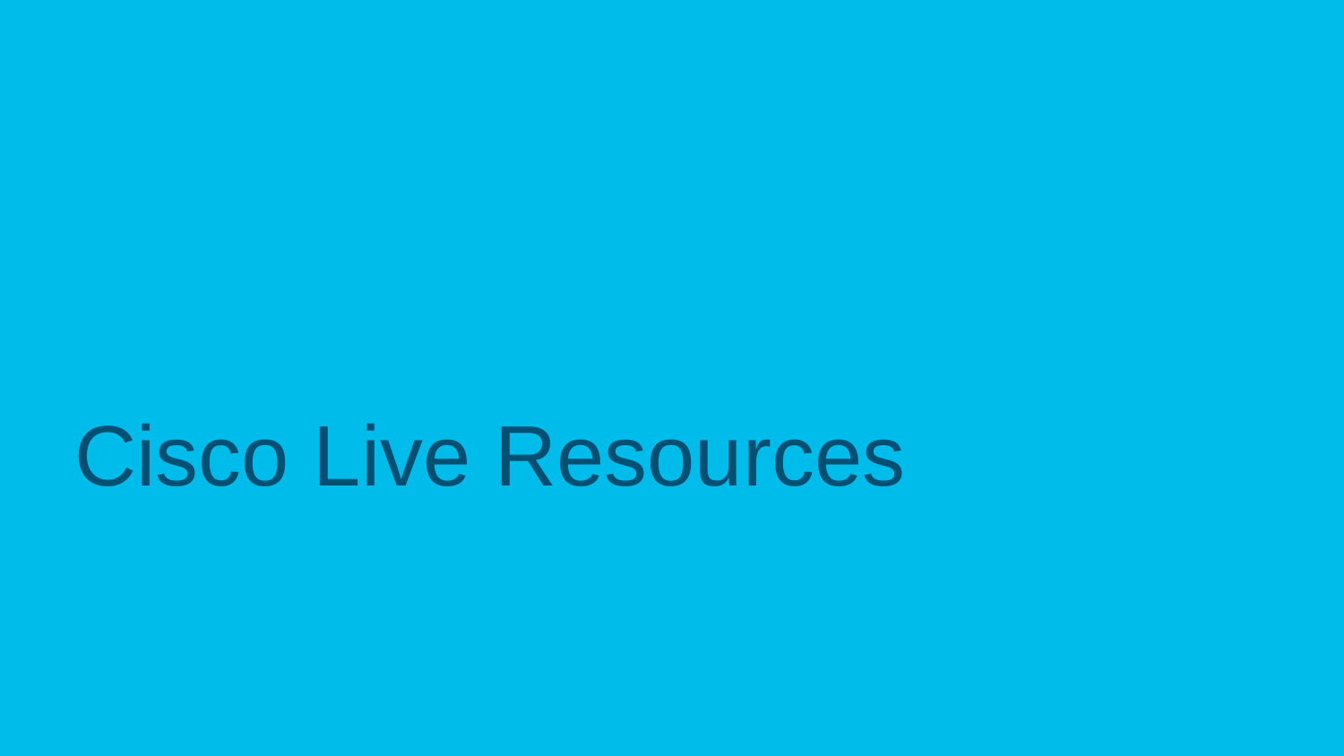# Cisco Live Resources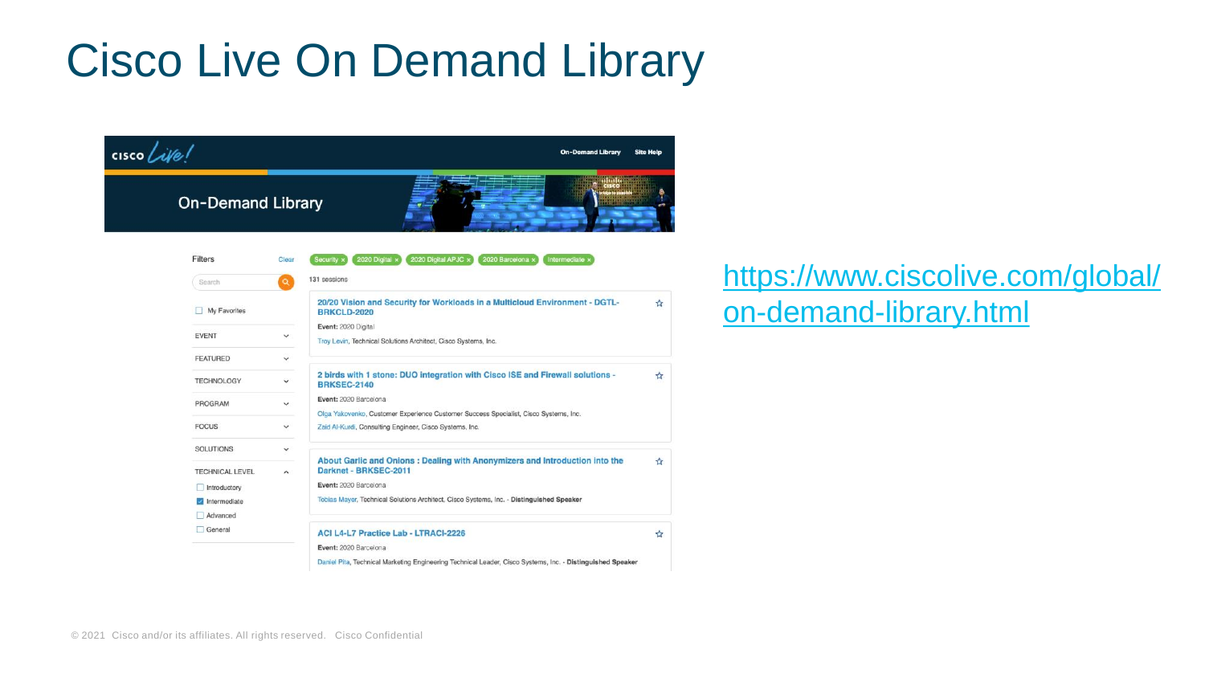# Cisco Live On Demand Library

cisco Live!

On-Demand Library | Site Help

## On-Demand Library

Filters | Clear

Search

My Favorites

EVENT

FEATURED

TECHNOLOGY

PROGRAM

FOCUS

SOLUTIONS

TECHNICAL LEVEL

- Introductory
- Intermediate
- Advanced
- General

Security × | 2020 Digital × | 2020 Digital APJC × | 2020 Barcelona × | Intermediate ×

131 sessions

**20/20 Vision and Security for Workloads in a Multicloud Environment - DGTL-BRKCLD-2020**
**Event:** 2020 Digital
Troy Levin, Technical Solutions Architect, Cisco Systems, Inc.

**2 birds with 1 stone: DUO integration with Cisco ISE and Firewall solutions - BRKSEC-2140**
**Event:** 2020 Barcelona
Olga Yakovenko, Customer Experience Customer Success Specialist, Cisco Systems, Inc.
Zaid Al-Kurdi, Consulting Engineer, Cisco Systems, Inc.

**About Garlic and Onions : Dealing with Anonymizers and Introduction into the Darknet - BRKSEC-2011**
**Event:** 2020 Barcelona
Tobias Mayer, Technical Solutions Architect, Cisco Systems, Inc. - **Distinguished Speaker**

**ACI L4-L7 Practice Lab - LTRACI-2226**
**Event:** 2020 Barcelona
Daniel Pita, Technical Marketing Engineering Technical Leader, Cisco Systems, Inc. - **Distinguished Speaker**

https://www.ciscolive.com/global/on-demand-library.html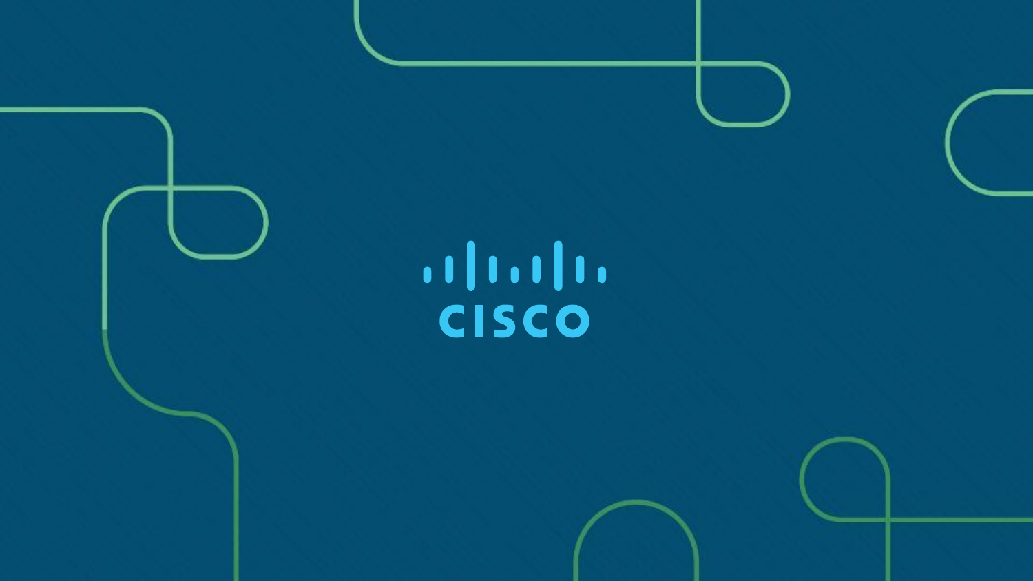cisco